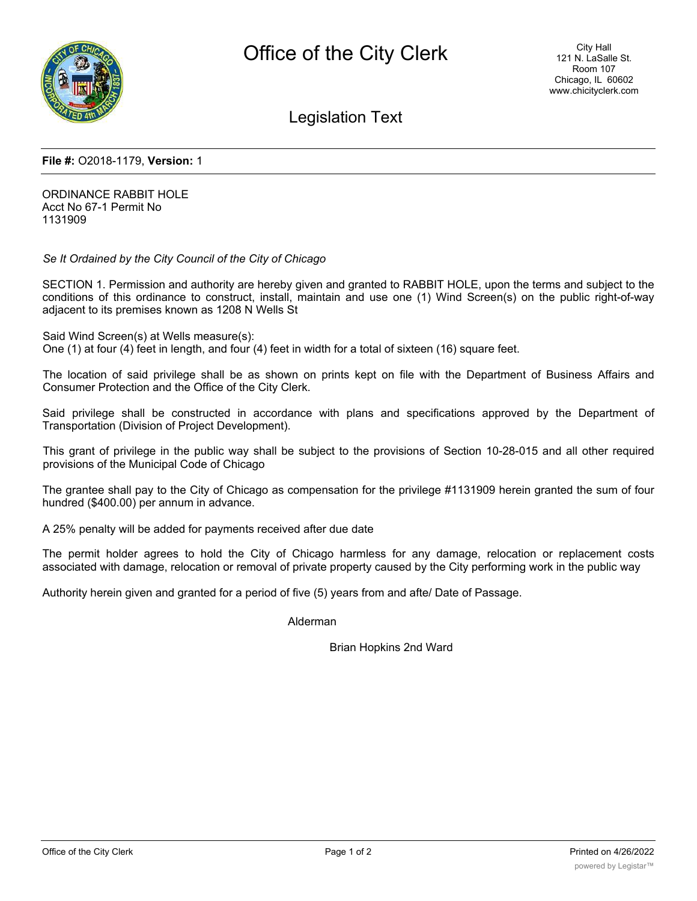# Office of the City Clerk

City Hall
121 N. LaSalle St.
Room 107
Chicago, IL 60602
www.chicityclerk.com

## Legislation Text

**File #:** O2018-1179, **Version:** 1

ORDINANCE RABBIT HOLE
Acct No 67-1 Permit No
1131909

*Se It Ordained by the City Council of the City of Chicago*

SECTION 1. Permission and authority are hereby given and granted to RABBIT HOLE, upon the terms and subject to the conditions of this ordinance to construct, install, maintain and use one (1) Wind Screen(s) on the public right-of-way adjacent to its premises known as 1208 N Wells St

Said Wind Screen(s) at Wells measure(s):
One (1) at four (4) feet in length, and four (4) feet in width for a total of sixteen (16) square feet.

The location of said privilege shall be as shown on prints kept on file with the Department of Business Affairs and Consumer Protection and the Office of the City Clerk.

Said privilege shall be constructed in accordance with plans and specifications approved by the Department of Transportation (Division of Project Development).

This grant of privilege in the public way shall be subject to the provisions of Section 10-28-015 and all other required provisions of the Municipal Code of Chicago

The grantee shall pay to the City of Chicago as compensation for the privilege #1131909 herein granted the sum of four hundred ($400.00) per annum in advance.

A 25% penalty will be added for payments received after due date

The permit holder agrees to hold the City of Chicago harmless for any damage, relocation or replacement costs associated with damage, relocation or removal of private property caused by the City performing work in the public way

Authority herein given and granted for a period of five (5) years from and afte/ Date of Passage.

Alderman

Brian Hopkins 2nd Ward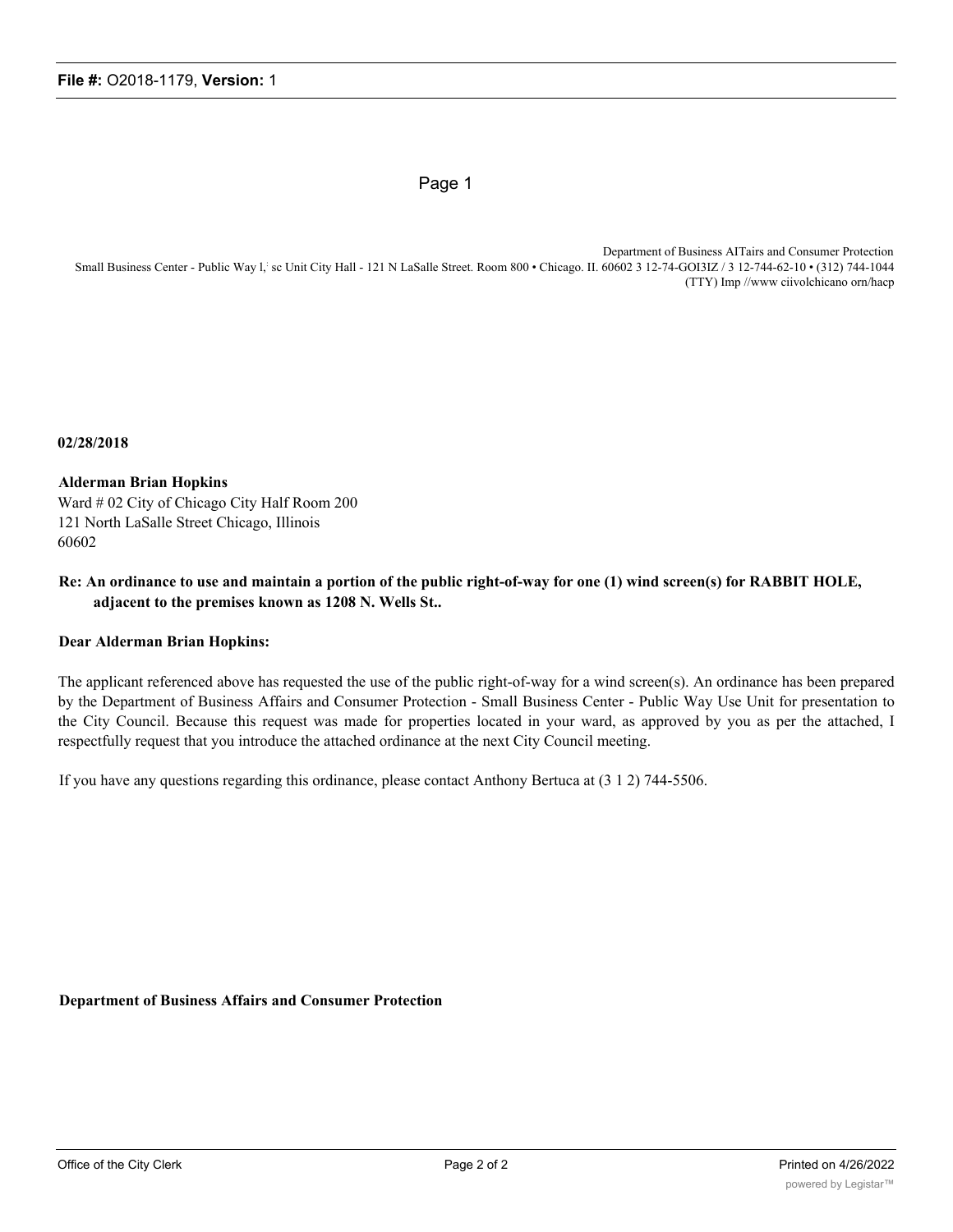Page 1

Department of Business AITairs and Consumer Protection
Small Business Center - Public Way l,' sc Unit City Hall - 121 N LaSalle Street. Room 800 • Chicago. II. 60602 3 12-74-GOI3IZ / 3 12-744-62-10 • (312) 744-1044 (TTY) Imp //www ciivolchicano orn/hacp

**02/28/2018**

**Alderman Brian Hopkins**
Ward # 02 City of Chicago City Half Room 200
121 North LaSalle Street Chicago, Illinois
60602

**Re: An ordinance to use and maintain a portion of the public right-of-way for one (1) wind screen(s) for RABBIT HOLE, adjacent to the premises known as 1208 N. Wells St..**

**Dear Alderman Brian Hopkins:**

The applicant referenced above has requested the use of the public right-of-way for a wind screen(s). An ordinance has been prepared by the Department of Business Affairs and Consumer Protection - Small Business Center - Public Way Use Unit for presentation to the City Council. Because this request was made for properties located in your ward, as approved by you as per the attached, I respectfully request that you introduce the attached ordinance at the next City Council meeting.

If you have any questions regarding this ordinance, please contact Anthony Bertuca at (3 1 2) 744-5506.

**Department of Business Affairs and Consumer Protection**